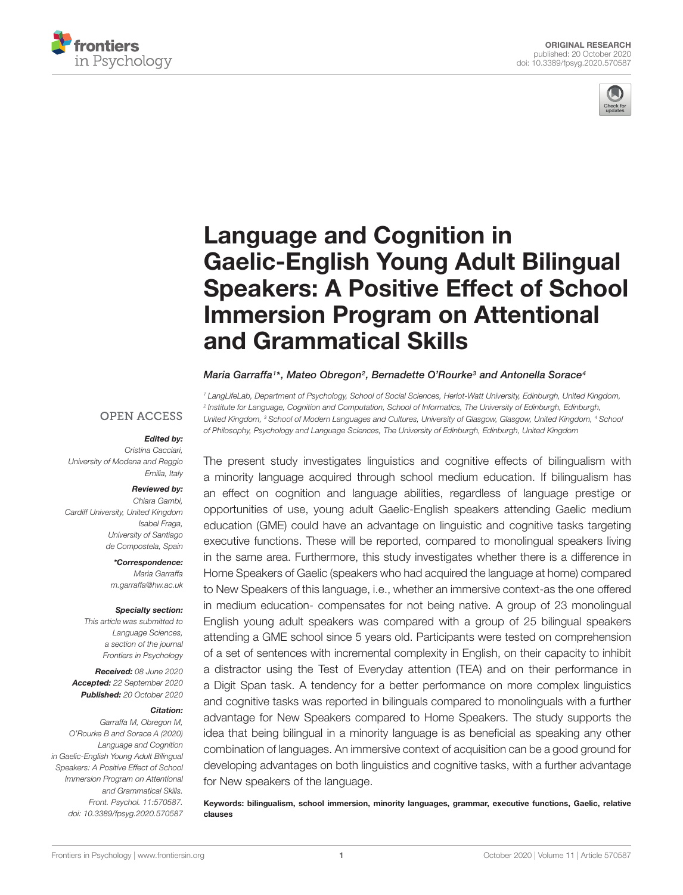ORIGINAL RESEARCH
published: 20 October 2020
doi: 10.3389/fpsyg.2020.570587

# Language and Cognition in Gaelic-English Young Adult Bilingual Speakers: A Positive Effect of School Immersion Program on Attentional and Grammatical Skills

*Maria Garraffa[1]*, Mateo Obregon[2], Bernadette O'Rourke[3] and Antonella Sorace[4]*

[1] LangLifeLab, Department of Psychology, School of Social Sciences, Heriot-Watt University, Edinburgh, United Kingdom, [2] Institute for Language, Cognition and Computation, School of Informatics, The University of Edinburgh, Edinburgh, United Kingdom, [3] School of Modern Languages and Cultures, University of Glasgow, Glasgow, United Kingdom, [4] School of Philosophy, Psychology and Language Sciences, The University of Edinburgh, Edinburgh, United Kingdom

OPEN ACCESS

***Edited by:***
*Cristina Cacciari,*
*University of Modena and Reggio Emilia, Italy*

***Reviewed by:***
*Chiara Gambi,*
*Cardiff University, United Kingdom*
*Isabel Fraga,*
*University of Santiago de Compostela, Spain*

***\*Correspondence:***
*Maria Garraffa*
*m.garraffa@hw.ac.uk*

***Specialty section:***
*This article was submitted to Language Sciences, a section of the journal Frontiers in Psychology*

***Received:*** *08 June 2020*
***Accepted:*** *22 September 2020*
***Published:*** *20 October 2020*

***Citation:***
*Garraffa M, Obregon M, O'Rourke B and Sorace A (2020) Language and Cognition in Gaelic-English Young Adult Bilingual Speakers: A Positive Effect of School Immersion Program on Attentional and Grammatical Skills. Front. Psychol. 11:570587. doi: 10.3389/fpsyg.2020.570587*

The present study investigates linguistics and cognitive effects of bilingualism with a minority language acquired through school medium education. If bilingualism has an effect on cognition and language abilities, regardless of language prestige or opportunities of use, young adult Gaelic-English speakers attending Gaelic medium education (GME) could have an advantage on linguistic and cognitive tasks targeting executive functions. These will be reported, compared to monolingual speakers living in the same area. Furthermore, this study investigates whether there is a difference in Home Speakers of Gaelic (speakers who had acquired the language at home) compared to New Speakers of this language, i.e., whether an immersive context-as the one offered in medium education- compensates for not being native. A group of 23 monolingual English young adult speakers was compared with a group of 25 bilingual speakers attending a GME school since 5 years old. Participants were tested on comprehension of a set of sentences with incremental complexity in English, on their capacity to inhibit a distractor using the Test of Everyday attention (TEA) and on their performance in a Digit Span task. A tendency for a better performance on more complex linguistics and cognitive tasks was reported in bilinguals compared to monolinguals with a further advantage for New Speakers compared to Home Speakers. The study supports the idea that being bilingual in a minority language is as beneficial as speaking any other combination of languages. An immersive context of acquisition can be a good ground for developing advantages on both linguistics and cognitive tasks, with a further advantage for New speakers of the language.

**Keywords: bilingualism, school immersion, minority languages, grammar, executive functions, Gaelic, relative clauses**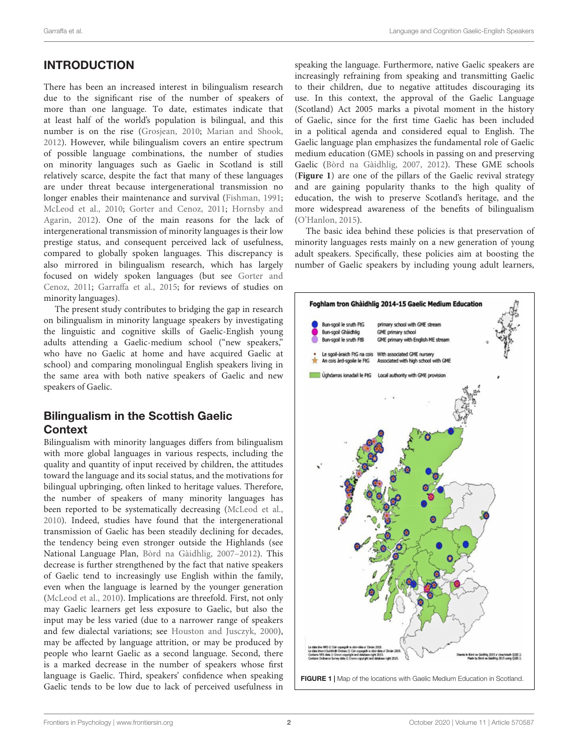## INTRODUCTION

There has been an increased interest in bilingualism research due to the significant rise of the number of speakers of more than one language. To date, estimates indicate that at least half of the world's population is bilingual, and this number is on the rise (Grosjean, 2010; Marian and Shook, 2012). However, while bilingualism covers an entire spectrum of possible language combinations, the number of studies on minority languages such as Gaelic in Scotland is still relatively scarce, despite the fact that many of these languages are under threat because intergenerational transmission no longer enables their maintenance and survival (Fishman, 1991; McLeod et al., 2010; Gorter and Cenoz, 2011; Hornsby and Agarin, 2012). One of the main reasons for the lack of intergenerational transmission of minority languages is their low prestige status, and consequent perceived lack of usefulness, compared to globally spoken languages. This discrepancy is also mirrored in bilingualism research, which has largely focused on widely spoken languages (but see Gorter and Cenoz, 2011; Garraffa et al., 2015; for reviews of studies on minority languages).

The present study contributes to bridging the gap in research on bilingualism in minority language speakers by investigating the linguistic and cognitive skills of Gaelic-English young adults attending a Gaelic-medium school ("new speakers," who have no Gaelic at home and have acquired Gaelic at school) and comparing monolingual English speakers living in the same area with both native speakers of Gaelic and new speakers of Gaelic.

### Bilingualism in the Scottish Gaelic Context

Bilingualism with minority languages differs from bilingualism with more global languages in various respects, including the quality and quantity of input received by children, the attitudes toward the language and its social status, and the motivations for bilingual upbringing, often linked to heritage values. Therefore, the number of speakers of many minority languages has been reported to be systematically decreasing (McLeod et al., 2010). Indeed, studies have found that the intergenerational transmission of Gaelic has been steadily declining for decades, the tendency being even stronger outside the Highlands (see National Language Plan, Bòrd na Gàidhlig, 2007–2012). This decrease is further strengthened by the fact that native speakers of Gaelic tend to increasingly use English within the family, even when the language is learned by the younger generation (McLeod et al., 2010). Implications are threefold. First, not only may Gaelic learners get less exposure to Gaelic, but also the input may be less varied (due to a narrower range of speakers and few dialectal variations; see Houston and Jusczyk, 2000), may be affected by language attrition, or may be produced by people who learnt Gaelic as a second language. Second, there is a marked decrease in the number of speakers whose first language is Gaelic. Third, speakers' confidence when speaking Gaelic tends to be low due to lack of perceived usefulness in speaking the language. Furthermore, native Gaelic speakers are increasingly refraining from speaking and transmitting Gaelic to their children, due to negative attitudes discouraging its use. In this context, the approval of the Gaelic Language (Scotland) Act 2005 marks a pivotal moment in the history of Gaelic, since for the first time Gaelic has been included in a political agenda and considered equal to English. The Gaelic language plan emphasizes the fundamental role of Gaelic medium education (GME) schools in passing on and preserving Gaelic (Bòrd na Gàidhlig, 2007, 2012). These GME schools (**Figure 1**) are one of the pillars of the Gaelic revival strategy and are gaining popularity thanks to the high quality of education, the wish to preserve Scotland's heritage, and the more widespread awareness of the benefits of bilingualism (O'Hanlon, 2015).

The basic idea behind these policies is that preservation of minority languages rests mainly on a new generation of young adult speakers. Specifically, these policies aim at boosting the number of Gaelic speakers by including young adult learners,

**FIGURE 1** | Map of the locations with Gaelic Medium Education in Scotland.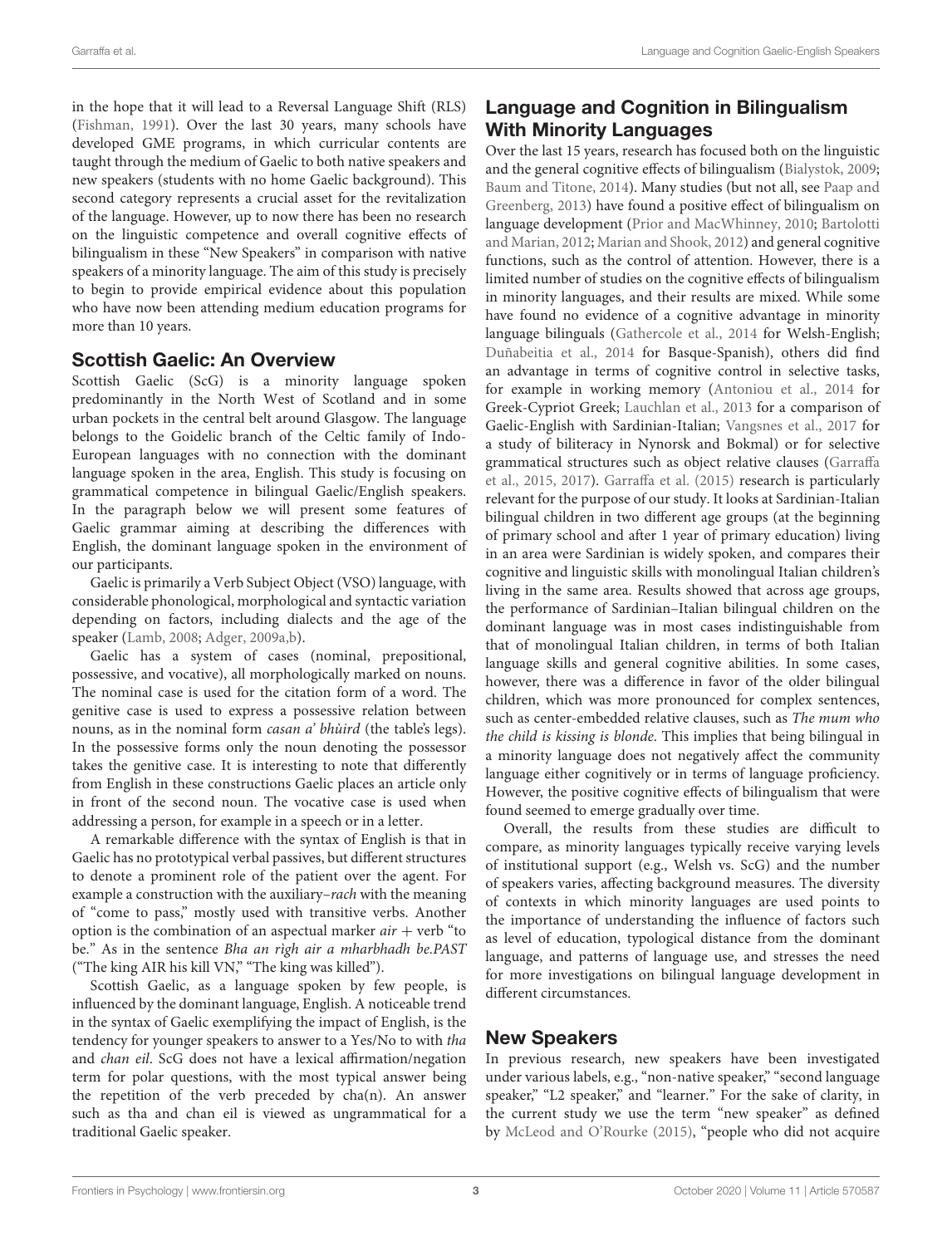in the hope that it will lead to a Reversal Language Shift (RLS) (Fishman, 1991). Over the last 30 years, many schools have developed GME programs, in which curricular contents are taught through the medium of Gaelic to both native speakers and new speakers (students with no home Gaelic background). This second category represents a crucial asset for the revitalization of the language. However, up to now there has been no research on the linguistic competence and overall cognitive effects of bilingualism in these "New Speakers" in comparison with native speakers of a minority language. The aim of this study is precisely to begin to provide empirical evidence about this population who have now been attending medium education programs for more than 10 years.

## Scottish Gaelic: An Overview

Scottish Gaelic (ScG) is a minority language spoken predominantly in the North West of Scotland and in some urban pockets in the central belt around Glasgow. The language belongs to the Goidelic branch of the Celtic family of Indo-European languages with no connection with the dominant language spoken in the area, English. This study is focusing on grammatical competence in bilingual Gaelic/English speakers. In the paragraph below we will present some features of Gaelic grammar aiming at describing the differences with English, the dominant language spoken in the environment of our participants.

Gaelic is primarily a Verb Subject Object (VSO) language, with considerable phonological, morphological and syntactic variation depending on factors, including dialects and the age of the speaker (Lamb, 2008; Adger, 2009a,b).

Gaelic has a system of cases (nominal, prepositional, possessive, and vocative), all morphologically marked on nouns. The nominal case is used for the citation form of a word. The genitive case is used to express a possessive relation between nouns, as in the nominal form *casan a' bhùird* (the table's legs). In the possessive forms only the noun denoting the possessor takes the genitive case. It is interesting to note that differently from English in these constructions Gaelic places an article only in front of the second noun. The vocative case is used when addressing a person, for example in a speech or in a letter.

A remarkable difference with the syntax of English is that in Gaelic has no prototypical verbal passives, but different structures to denote a prominent role of the patient over the agent. For example a construction with the auxiliary–*rach* with the meaning of "come to pass," mostly used with transitive verbs. Another option is the combination of an aspectual marker *air* + verb "to be." As in the sentence *Bha an rìgh air a mharbhadh be.PAST* ("The king AIR his kill VN," "The king was killed").

Scottish Gaelic, as a language spoken by few people, is influenced by the dominant language, English. A noticeable trend in the syntax of Gaelic exemplifying the impact of English, is the tendency for younger speakers to answer to a Yes/No to with *tha* and *chan eil*. ScG does not have a lexical affirmation/negation term for polar questions, with the most typical answer being the repetition of the verb preceded by cha(n). An answer such as tha and chan eil is viewed as ungrammatical for a traditional Gaelic speaker.

## Language and Cognition in Bilingualism With Minority Languages

Over the last 15 years, research has focused both on the linguistic and the general cognitive effects of bilingualism (Bialystok, 2009; Baum and Titone, 2014). Many studies (but not all, see Paap and Greenberg, 2013) have found a positive effect of bilingualism on language development (Prior and MacWhinney, 2010; Bartolotti and Marian, 2012; Marian and Shook, 2012) and general cognitive functions, such as the control of attention. However, there is a limited number of studies on the cognitive effects of bilingualism in minority languages, and their results are mixed. While some have found no evidence of a cognitive advantage in minority language bilinguals (Gathercole et al., 2014 for Welsh-English; Duñabeitia et al., 2014 for Basque-Spanish), others did find an advantage in terms of cognitive control in selective tasks, for example in working memory (Antoniou et al., 2014 for Greek-Cypriot Greek; Lauchlan et al., 2013 for a comparison of Gaelic-English with Sardinian-Italian; Vangsnes et al., 2017 for a study of biliteracy in Nynorsk and Bokmal) or for selective grammatical structures such as object relative clauses (Garraffa et al., 2015, 2017). Garraffa et al. (2015) research is particularly relevant for the purpose of our study. It looks at Sardinian-Italian bilingual children in two different age groups (at the beginning of primary school and after 1 year of primary education) living in an area were Sardinian is widely spoken, and compares their cognitive and linguistic skills with monolingual Italian children's living in the same area. Results showed that across age groups, the performance of Sardinian–Italian bilingual children on the dominant language was in most cases indistinguishable from that of monolingual Italian children, in terms of both Italian language skills and general cognitive abilities. In some cases, however, there was a difference in favor of the older bilingual children, which was more pronounced for complex sentences, such as center-embedded relative clauses, such as *The mum who the child is kissing is blonde*. This implies that being bilingual in a minority language does not negatively affect the community language either cognitively or in terms of language proficiency. However, the positive cognitive effects of bilingualism that were found seemed to emerge gradually over time.

Overall, the results from these studies are difficult to compare, as minority languages typically receive varying levels of institutional support (e.g., Welsh vs. ScG) and the number of speakers varies, affecting background measures. The diversity of contexts in which minority languages are used points to the importance of understanding the influence of factors such as level of education, typological distance from the dominant language, and patterns of language use, and stresses the need for more investigations on bilingual language development in different circumstances.

## New Speakers

In previous research, new speakers have been investigated under various labels, e.g., "non-native speaker," "second language speaker," "L2 speaker," and "learner." For the sake of clarity, in the current study we use the term "new speaker" as defined by McLeod and O'Rourke (2015), "people who did not acquire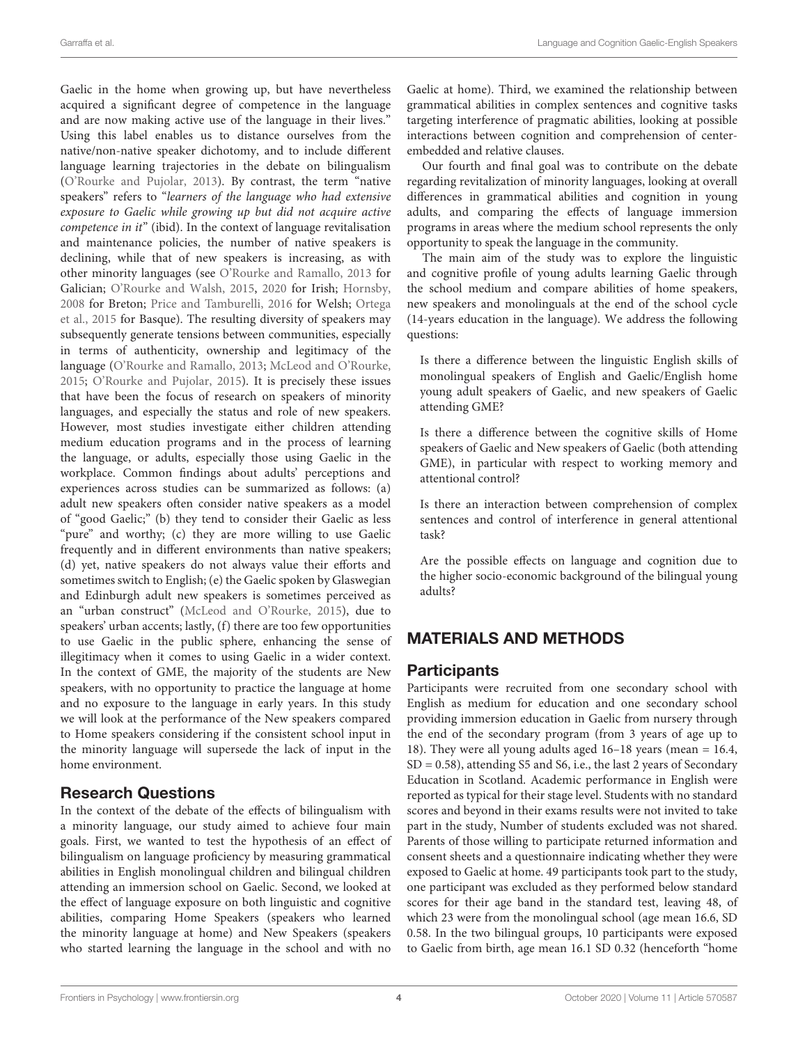Gaelic in the home when growing up, but have nevertheless acquired a significant degree of competence in the language and are now making active use of the language in their lives." Using this label enables us to distance ourselves from the native/non-native speaker dichotomy, and to include different language learning trajectories in the debate on bilingualism (O'Rourke and Pujolar, 2013). By contrast, the term "native speakers" refers to "*learners of the language who had extensive exposure to Gaelic while growing up but did not acquire active competence in it*" (ibid). In the context of language revitalisation and maintenance policies, the number of native speakers is declining, while that of new speakers is increasing, as with other minority languages (see O'Rourke and Ramallo, 2013 for Galician; O'Rourke and Walsh, 2015, 2020 for Irish; Hornsby, 2008 for Breton; Price and Tamburelli, 2016 for Welsh; Ortega et al., 2015 for Basque). The resulting diversity of speakers may subsequently generate tensions between communities, especially in terms of authenticity, ownership and legitimacy of the language (O'Rourke and Ramallo, 2013; McLeod and O'Rourke, 2015; O'Rourke and Pujolar, 2015). It is precisely these issues that have been the focus of research on speakers of minority languages, and especially the status and role of new speakers. However, most studies investigate either children attending medium education programs and in the process of learning the language, or adults, especially those using Gaelic in the workplace. Common findings about adults' perceptions and experiences across studies can be summarized as follows: (a) adult new speakers often consider native speakers as a model of "good Gaelic;" (b) they tend to consider their Gaelic as less "pure" and worthy; (c) they are more willing to use Gaelic frequently and in different environments than native speakers; (d) yet, native speakers do not always value their efforts and sometimes switch to English; (e) the Gaelic spoken by Glaswegian and Edinburgh adult new speakers is sometimes perceived as an "urban construct" (McLeod and O'Rourke, 2015), due to speakers' urban accents; lastly, (f) there are too few opportunities to use Gaelic in the public sphere, enhancing the sense of illegitimacy when it comes to using Gaelic in a wider context. In the context of GME, the majority of the students are New speakers, with no opportunity to practice the language at home and no exposure to the language in early years. In this study we will look at the performance of the New speakers compared to Home speakers considering if the consistent school input in the minority language will supersede the lack of input in the home environment.

## Research Questions

In the context of the debate of the effects of bilingualism with a minority language, our study aimed to achieve four main goals. First, we wanted to test the hypothesis of an effect of bilingualism on language proficiency by measuring grammatical abilities in English monolingual children and bilingual children attending an immersion school on Gaelic. Second, we looked at the effect of language exposure on both linguistic and cognitive abilities, comparing Home Speakers (speakers who learned the minority language at home) and New Speakers (speakers who started learning the language in the school and with no Gaelic at home). Third, we examined the relationship between grammatical abilities in complex sentences and cognitive tasks targeting interference of pragmatic abilities, looking at possible interactions between cognition and comprehension of center-embedded and relative clauses.

Our fourth and final goal was to contribute on the debate regarding revitalization of minority languages, looking at overall differences in grammatical abilities and cognition in young adults, and comparing the effects of language immersion programs in areas where the medium school represents the only opportunity to speak the language in the community.

The main aim of the study was to explore the linguistic and cognitive profile of young adults learning Gaelic through the school medium and compare abilities of home speakers, new speakers and monolinguals at the end of the school cycle (14-years education in the language). We address the following questions:

Is there a difference between the linguistic English skills of monolingual speakers of English and Gaelic/English home young adult speakers of Gaelic, and new speakers of Gaelic attending GME?

Is there a difference between the cognitive skills of Home speakers of Gaelic and New speakers of Gaelic (both attending GME), in particular with respect to working memory and attentional control?

Is there an interaction between comprehension of complex sentences and control of interference in general attentional task?

Are the possible effects on language and cognition due to the higher socio-economic background of the bilingual young adults?

# MATERIALS AND METHODS

## Participants

Participants were recruited from one secondary school with English as medium for education and one secondary school providing immersion education in Gaelic from nursery through the end of the secondary program (from 3 years of age up to 18). They were all young adults aged 16–18 years (mean = 16.4, SD = 0.58), attending S5 and S6, i.e., the last 2 years of Secondary Education in Scotland. Academic performance in English were reported as typical for their stage level. Students with no standard scores and beyond in their exams results were not invited to take part in the study, Number of students excluded was not shared. Parents of those willing to participate returned information and consent sheets and a questionnaire indicating whether they were exposed to Gaelic at home. 49 participants took part to the study, one participant was excluded as they performed below standard scores for their age band in the standard test, leaving 48, of which 23 were from the monolingual school (age mean 16.6, SD 0.58. In the two bilingual groups, 10 participants were exposed to Gaelic from birth, age mean 16.1 SD 0.32 (henceforth "home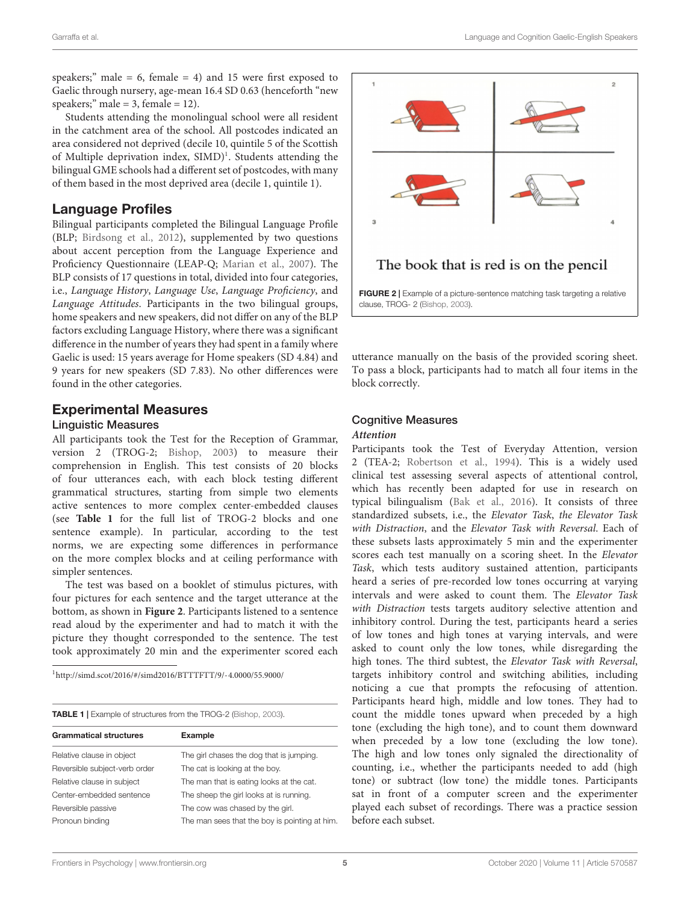speakers;" male = 6, female = 4) and 15 were first exposed to Gaelic through nursery, age-mean 16.4 SD 0.63 (henceforth "new speakers;" male = 3, female = 12).

Students attending the monolingual school were all resident in the catchment area of the school. All postcodes indicated an area considered not deprived (decile 10, quintile 5 of the Scottish of Multiple deprivation index, SIMD)[1]. Students attending the bilingual GME schools had a different set of postcodes, with many of them based in the most deprived area (decile 1, quintile 1).

## Language Profiles

Bilingual participants completed the Bilingual Language Profile (BLP; Birdsong et al., 2012), supplemented by two questions about accent perception from the Language Experience and Proficiency Questionnaire (LEAP-Q; Marian et al., 2007). The BLP consists of 17 questions in total, divided into four categories, i.e., *Language History*, *Language Use*, *Language Proficiency*, and *Language Attitudes*. Participants in the two bilingual groups, home speakers and new speakers, did not differ on any of the BLP factors excluding Language History, where there was a significant difference in the number of years they had spent in a family where Gaelic is used: 15 years average for Home speakers (SD 4.84) and 9 years for new speakers (SD 7.83). No other differences were found in the other categories.

## Experimental Measures

### Linguistic Measures

All participants took the Test for the Reception of Grammar, version 2 (TROG-2; Bishop, 2003) to measure their comprehension in English. This test consists of 20 blocks of four utterances each, with each block testing different grammatical structures, starting from simple two elements active sentences to more complex center-embedded clauses (see **Table 1** for the full list of TROG-2 blocks and one sentence example). In particular, according to the test norms, we are expecting some differences in performance on the more complex blocks and at ceiling performance with simpler sentences.

The test was based on a booklet of stimulus pictures, with four pictures for each sentence and the target utterance at the bottom, as shown in **Figure 2**. Participants listened to a sentence read aloud by the experimenter and had to match it with the picture they thought corresponded to the sentence. The test took approximately 20 min and the experimenter scored each utterance manually on the basis of the provided scoring sheet. To pass a block, participants had to match all four items in the block correctly.

[1]http://simd.scot/2016/#/simd2016/BTTTFTT/9/-4.0000/55.9000/

**TABLE 1** | Example of structures from the TROG-2 (Bishop, 2003).

| Grammatical structures | Example |
|---|---|
| Relative clause in object | The girl chases the dog that is jumping. |
| Reversible subject-verb order | The cat is looking at the boy. |
| Relative clause in subject | The man that is eating looks at the cat. |
| Center-embedded sentence | The sheep the girl looks at is running. |
| Reversible passive | The cow was chased by the girl. |
| Pronoun binding | The man sees that the boy is pointing at him. |

The book that is red is on the pencil

**FIGURE 2** | Example of a picture-sentence matching task targeting a relative clause, TROG- 2 (Bishop, 2003).

### Cognitive Measures

#### *Attention*

Participants took the Test of Everyday Attention, version 2 (TEA-2; Robertson et al., 1994). This is a widely used clinical test assessing several aspects of attentional control, which has recently been adapted for use in research on typical bilingualism (Bak et al., 2016). It consists of three standardized subsets, i.e., the *Elevator Task*, *the Elevator Task with Distraction*, and the *Elevator Task with Reversal*. Each of these subsets lasts approximately 5 min and the experimenter scores each test manually on a scoring sheet. In the *Elevator Task*, which tests auditory sustained attention, participants heard a series of pre-recorded low tones occurring at varying intervals and were asked to count them. The *Elevator Task with Distraction* tests targets auditory selective attention and inhibitory control. During the test, participants heard a series of low tones and high tones at varying intervals, and were asked to count only the low tones, while disregarding the high tones. The third subtest, the *Elevator Task with Reversal*, targets inhibitory control and switching abilities, including noticing a cue that prompts the refocusing of attention. Participants heard high, middle and low tones. They had to count the middle tones upward when preceded by a high tone (excluding the high tone), and to count them downward when preceded by a low tone (excluding the low tone). The high and low tones only signaled the directionality of counting, i.e., whether the participants needed to add (high tone) or subtract (low tone) the middle tones. Participants sat in front of a computer screen and the experimenter played each subset of recordings. There was a practice session before each subset.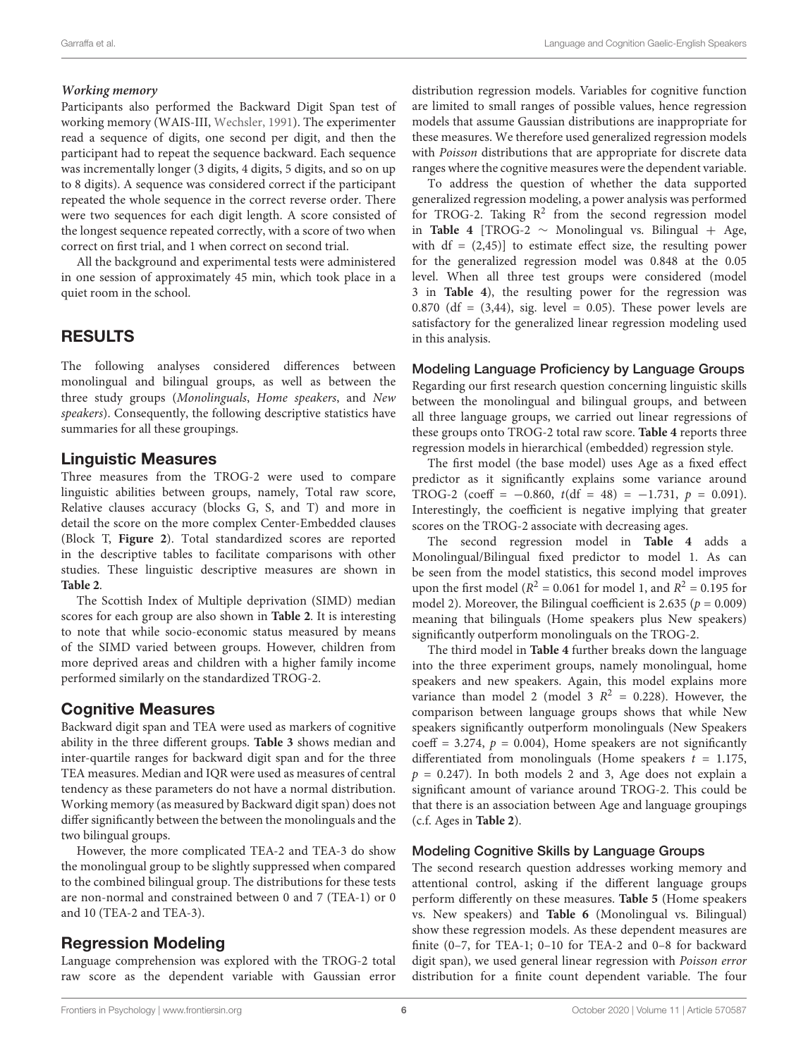***Working memory***

Participants also performed the Backward Digit Span test of working memory (WAIS-III, Wechsler, 1991). The experimenter read a sequence of digits, one second per digit, and then the participant had to repeat the sequence backward. Each sequence was incrementally longer (3 digits, 4 digits, 5 digits, and so on up to 8 digits). A sequence was considered correct if the participant repeated the whole sequence in the correct reverse order. There were two sequences for each digit length. A score consisted of the longest sequence repeated correctly, with a score of two when correct on first trial, and 1 when correct on second trial.

All the background and experimental tests were administered in one session of approximately 45 min, which took place in a quiet room in the school.

# RESULTS

The following analyses considered differences between monolingual and bilingual groups, as well as between the three study groups (*Monolinguals*, *Home speakers*, and *New speakers*). Consequently, the following descriptive statistics have summaries for all these groupings.

## Linguistic Measures

Three measures from the TROG-2 were used to compare linguistic abilities between groups, namely, Total raw score, Relative clauses accuracy (blocks G, S, and T) and more in detail the score on the more complex Center-Embedded clauses (Block T, **Figure 2**). Total standardized scores are reported in the descriptive tables to facilitate comparisons with other studies. These linguistic descriptive measures are shown in **Table 2**.

The Scottish Index of Multiple deprivation (SIMD) median scores for each group are also shown in **Table 2**. It is interesting to note that while socio-economic status measured by means of the SIMD varied between groups. However, children from more deprived areas and children with a higher family income performed similarly on the standardized TROG-2.

## Cognitive Measures

Backward digit span and TEA were used as markers of cognitive ability in the three different groups. **Table 3** shows median and inter-quartile ranges for backward digit span and for the three TEA measures. Median and IQR were used as measures of central tendency as these parameters do not have a normal distribution. Working memory (as measured by Backward digit span) does not differ significantly between the between the monolinguals and the two bilingual groups.

However, the more complicated TEA-2 and TEA-3 do show the monolingual group to be slightly suppressed when compared to the combined bilingual group. The distributions for these tests are non-normal and constrained between 0 and 7 (TEA-1) or 0 and 10 (TEA-2 and TEA-3).

## Regression Modeling

Language comprehension was explored with the TROG-2 total raw score as the dependent variable with Gaussian error distribution regression models. Variables for cognitive function are limited to small ranges of possible values, hence regression models that assume Gaussian distributions are inappropriate for these measures. We therefore used generalized regression models with *Poisson* distributions that are appropriate for discrete data ranges where the cognitive measures were the dependent variable.

To address the question of whether the data supported generalized regression modeling, a power analysis was performed for TROG-2. Taking $R^2$ from the second regression model in **Table 4** [TROG-2 $\sim$ Monolingual vs. Bilingual + Age, with df = (2,45)] to estimate effect size, the resulting power for the generalized regression model was 0.848 at the 0.05 level. When all three test groups were considered (model 3 in **Table 4**), the resulting power for the regression was 0.870 (df = (3,44), sig. level = 0.05). These power levels are satisfactory for the generalized linear regression modeling used in this analysis.

### Modeling Language Proficiency by Language Groups

Regarding our first research question concerning linguistic skills between the monolingual and bilingual groups, and between all three language groups, we carried out linear regressions of these groups onto TROG-2 total raw score. **Table 4** reports three regression models in hierarchical (embedded) regression style.

The first model (the base model) uses Age as a fixed effect predictor as it significantly explains some variance around TROG-2 (coeff = −0.860, $t$(df = 48) = −1.731, $p$ = 0.091). Interestingly, the coefficient is negative implying that greater scores on the TROG-2 associate with decreasing ages.

The second regression model in **Table 4** adds a Monolingual/Bilingual fixed predictor to model 1. As can be seen from the model statistics, this second model improves upon the first model ($R^2$ = 0.061 for model 1, and $R^2$ = 0.195 for model 2). Moreover, the Bilingual coefficient is 2.635 ($p$ = 0.009) meaning that bilinguals (Home speakers plus New speakers) significantly outperform monolinguals on the TROG-2.

The third model in **Table 4** further breaks down the language into the three experiment groups, namely monolingual, home speakers and new speakers. Again, this model explains more variance than model 2 (model 3 $R^2$ = 0.228). However, the comparison between language groups shows that while New speakers significantly outperform monolinguals (New Speakers coeff = 3.274, $p$ = 0.004), Home speakers are not significantly differentiated from monolinguals (Home speakers $t$ = 1.175, $p$ = 0.247). In both models 2 and 3, Age does not explain a significant amount of variance around TROG-2. This could be that there is an association between Age and language groupings (c.f. Ages in **Table 2**).

### Modeling Cognitive Skills by Language Groups

The second research question addresses working memory and attentional control, asking if the different language groups perform differently on these measures. **Table 5** (Home speakers vs. New speakers) and **Table 6** (Monolingual vs. Bilingual) show these regression models. As these dependent measures are finite (0–7, for TEA-1; 0–10 for TEA-2 and 0–8 for backward digit span), we used general linear regression with *Poisson error* distribution for a finite count dependent variable. The four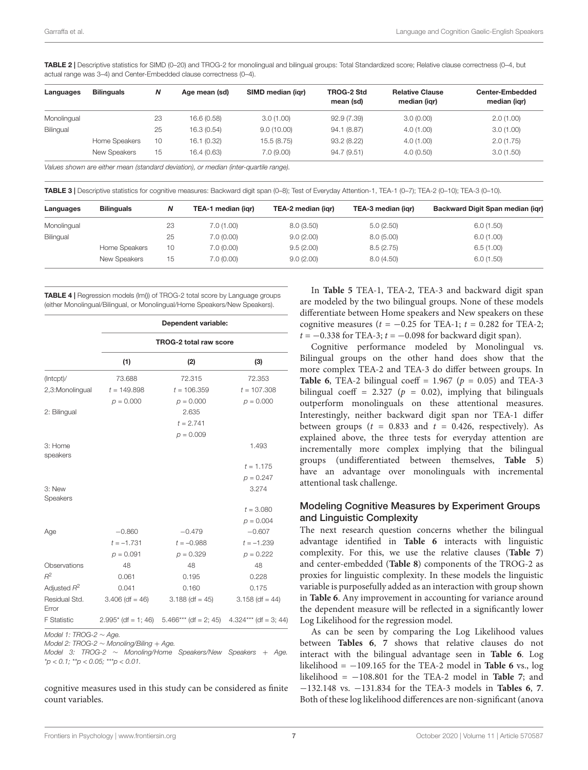**TABLE 2 |** Descriptive statistics for SIMD (0–20) and TROG-2 for monolingual and bilingual groups: Total Standardized score; Relative clause correctness (0–4, but actual range was 3–4) and Center-Embedded clause correctness (0–4).

| Languages | Bilinguals | N | Age mean (sd) | SIMD median (iqr) | TROG-2 Std mean (sd) | Relative Clause median (iqr) | Center-Embedded median (iqr) |
|---|---|---|---|---|---|---|---|
| Monolingual | | 23 | 16.6 (0.58) | 3.0 (1.00) | 92.9 (7.39) | 3.0 (0.00) | 2.0 (1.00) |
| Bilingual | | 25 | 16.3 (0.54) | 9.0 (10.00) | 94.1 (8.87) | 4.0 (1.00) | 3.0 (1.00) |
| | Home Speakers | 10 | 16.1 (0.32) | 15.5 (8.75) | 93.2 (8.22) | 4.0 (1.00) | 2.0 (1.75) |
| | New Speakers | 15 | 16.4 (0.63) | 7.0 (9.00) | 94.7 (9.51) | 4.0 (0.50) | 3.0 (1.50) |

*Values shown are either mean (standard deviation), or median (inter-quartile range).*

**TABLE 3 |** Descriptive statistics for cognitive measures: Backward digit span (0–8); Test of Everyday Attention-1, TEA-1 (0–7); TEA-2 (0–10); TEA-3 (0–10).

| Languages | Bilinguals | N | TEA-1 median (iqr) | TEA-2 median (iqr) | TEA-3 median (iqr) | Backward Digit Span median (iqr) |
|---|---|---|---|---|---|---|
| Monolingual | | 23 | 7.0 (1.00) | 8.0 (3.50) | 5.0 (2.50) | 6.0 (1.50) |
| Bilingual | | 25 | 7.0 (0.00) | 9.0 (2.00) | 8.0 (5.00) | 6.0 (1.00) |
| | Home Speakers | 10 | 7.0 (0.00) | 9.5 (2.00) | 8.5 (2.75) | 6.5 (1.00) |
| | New Speakers | 15 | 7.0 (0.00) | 9.0 (2.00) | 8.0 (4.50) | 6.0 (1.50) |

**TABLE 4 |** Regression models (lm()) of TROG-2 total score by Language groups (either Monolingual/Bilingual, or Monolingual/Home Speakers/New Speakers).

| | Dependent variable: | | |
|---|---|---|---|
| | TROG-2 total raw score | | |
| | (1) | (2) | (3) |
| (Intcpt)/ 2,3:Monolingual | 73.688 | 72.315 | 72.353 |
| | $t = 149.898$ | $t = 106.359$ | $t = 107.308$ |
| | $p = 0.000$ | $p = 0.000$ | $p = 0.000$ |
| 2: Bilingual | | 2.635 | |
| | | $t = 2.741$ | |
| | | $p = 0.009$ | |
| 3: Home speakers | | | 1.493 |
| | | | $t = 1.175$ |
| | | | $p = 0.247$ |
| 3: New Speakers | | | 3.274 |
| | | | $t = 3.080$ |
| | | | $p = 0.004$ |
| Age | −0.860 | −0.479 | −0.607 |
| | $t = -1.731$ | $t = -0.988$ | $t = -1.239$ |
| | $p = 0.091$ | $p = 0.329$ | $p = 0.222$ |
| Observations | 48 | 48 | 48 |
| $R^2$ | 0.061 | 0.195 | 0.228 |
| Adjusted $R^2$ | 0.041 | 0.160 | 0.175 |
| Residual Std. Error | 3.406 (df = 46) | 3.188 (df = 45) | 3.158 (df = 44) |
| F Statistic | 2.995* (df = 1; 46) | 5.466*** (df = 2; 45) | 4.324*** (df = 3; 44) |

*Model 1: TROG-2 ∼ Age.*
*Model 2: TROG-2 ∼ Monoling/Biling + Age.*
*Model 3: TROG-2 ∼ Monoling/Home Speakers/New Speakers + Age.*
*\*p < 0.1; \*\*p < 0.05; \*\*\*p < 0.01.*

cognitive measures used in this study can be considered as finite count variables.

In **Table 5** TEA-1, TEA-2, TEA-3 and backward digit span are modeled by the two bilingual groups. None of these models differentiate between Home speakers and New speakers on these cognitive measures ($t = -0.25$ for TEA-1; $t = 0.282$ for TEA-2; $t = -0.338$ for TEA-3; $t = -0.098$ for backward digit span).

Cognitive performance modeled by Monolingual vs. Bilingual groups on the other hand does show that the more complex TEA-2 and TEA-3 do differ between groups. In **Table 6**, TEA-2 bilingual coeff = 1.967 ($p = 0.05$) and TEA-3 bilingual coeff = 2.327 ($p = 0.02$), implying that bilinguals outperform monolinguals on these attentional measures. Interestingly, neither backward digit span nor TEA-1 differ between groups ($t = 0.833$ and $t = 0.426$, respectively). As explained above, the three tests for everyday attention are incrementally more complex implying that the bilingual groups (undifferentiated between themselves, **Table 5**) have an advantage over monolinguals with incremental attentional task challenge.

## Modeling Cognitive Measures by Experiment Groups and Linguistic Complexity

The next research question concerns whether the bilingual advantage identified in **Table 6** interacts with linguistic complexity. For this, we use the relative clauses (**Table 7**) and center-embedded (**Table 8**) components of the TROG-2 as proxies for linguistic complexity. In these models the linguistic variable is purposefully added as an interaction with group shown in **Table 6**. Any improvement in accounting for variance around the dependent measure will be reflected in a significantly lower Log Likelihood for the regression model.

As can be seen by comparing the Log Likelihood values between **Tables 6**, **7** shows that relative clauses do not interact with the bilingual advantage seen in **Table 6**. Log likelihood = −109.165 for the TEA-2 model in **Table 6** vs., log likelihood = −108.801 for the TEA-2 model in **Table 7**; and −132.148 vs. −131.834 for the TEA-3 models in **Tables 6**, **7**. Both of these log likelihood differences are non-significant (anova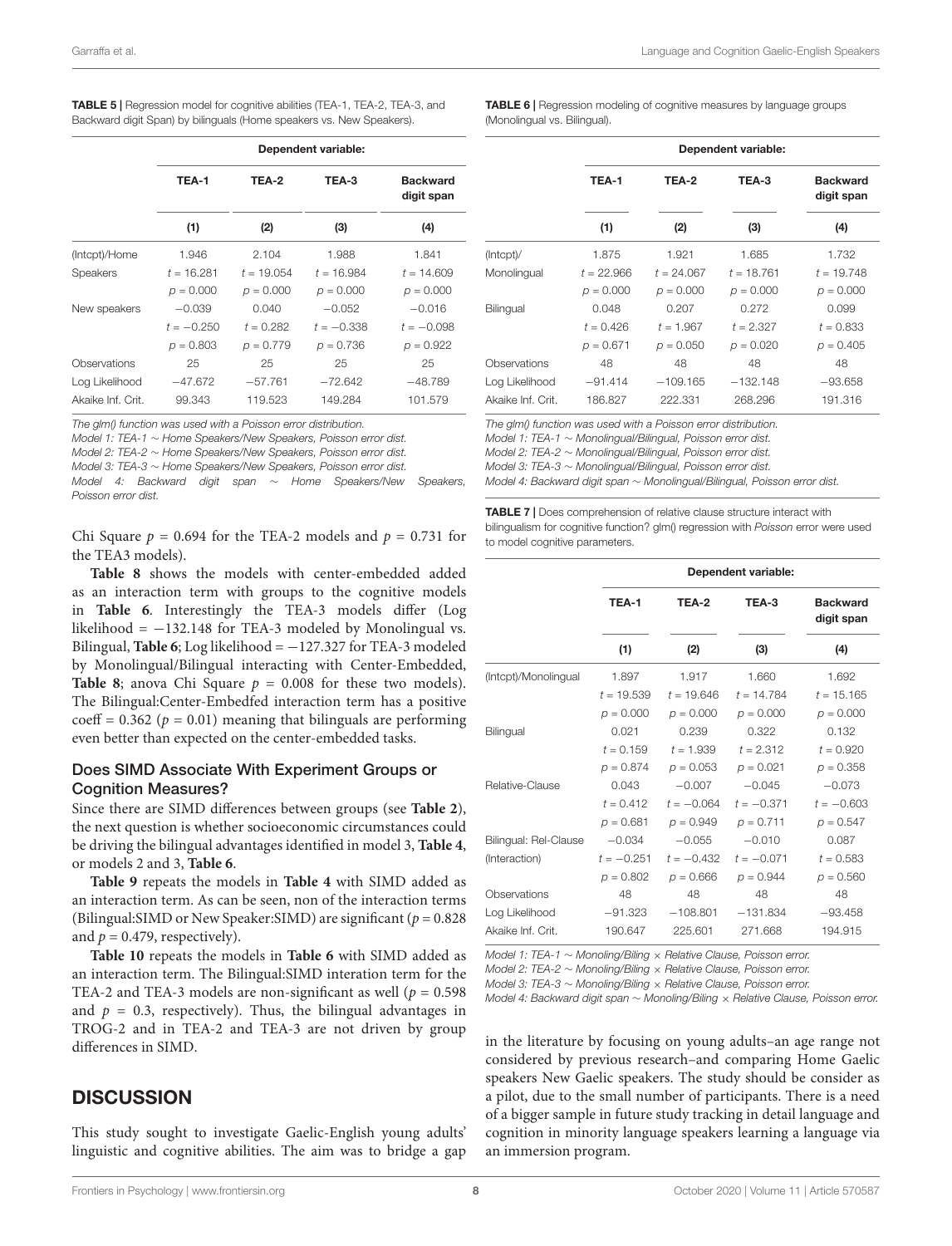**TABLE 5 |** Regression model for cognitive abilities (TEA-1, TEA-2, TEA-3, and Backward digit Span) by bilinguals (Home speakers vs. New Speakers).

| | Dependent variable: | | | |
|---|---|---|---|---|
| | TEA-1 | TEA-2 | TEA-3 | Backward digit span |
| | (1) | (2) | (3) | (4) |
| (Intcpt)/Home | 1.946 | 2.104 | 1.988 | 1.841 |
| Speakers | $t = 16.281$ | $t = 19.054$ | $t = 16.984$ | $t = 14.609$ |
| | $p = 0.000$ | $p = 0.000$ | $p = 0.000$ | $p = 0.000$ |
| New speakers | −0.039 | 0.040 | −0.052 | −0.016 |
| | $t = -0.250$ | $t = 0.282$ | $t = -0.338$ | $t = -0.098$ |
| | $p = 0.803$ | $p = 0.779$ | $p = 0.736$ | $p = 0.922$ |
| Observations | 25 | 25 | 25 | 25 |
| Log Likelihood | −47.672 | −57.761 | −72.642 | −48.789 |
| Akaike Inf. Crit. | 99.343 | 119.523 | 149.284 | 101.579 |

*The glm() function was used with a Poisson error distribution.*
*Model 1: TEA-1 ∼ Home Speakers/New Speakers, Poisson error dist.*
*Model 2: TEA-2 ∼ Home Speakers/New Speakers, Poisson error dist.*
*Model 3: TEA-3 ∼ Home Speakers/New Speakers, Poisson error dist.*
*Model 4: Backward digit span ∼ Home Speakers/New Speakers, Poisson error dist.*

Chi Square $p = 0.694$ for the TEA-2 models and $p = 0.731$ for the TEA3 models).

**Table 8** shows the models with center-embedded added as an interaction term with groups to the cognitive models in **Table 6**. Interestingly the TEA-3 models differ (Log likelihood = −132.148 for TEA-3 modeled by Monolingual vs. Bilingual, **Table 6**; Log likelihood = −127.327 for TEA-3 modeled by Monolingual/Bilingual interacting with Center-Embedded, **Table 8**; anova Chi Square $p = 0.008$ for these two models). The Bilingual:Center-Embedfed interaction term has a positive coeff = 0.362 ($p = 0.01$) meaning that bilinguals are performing even better than expected on the center-embedded tasks.

### Does SIMD Associate With Experiment Groups or Cognition Measures?

Since there are SIMD differences between groups (see **Table 2**), the next question is whether socioeconomic circumstances could be driving the bilingual advantages identified in model 3, **Table 4**, or models 2 and 3, **Table 6**.

**Table 9** repeats the models in **Table 4** with SIMD added as an interaction term. As can be seen, non of the interaction terms (Bilingual:SIMD or New Speaker:SIMD) are significant ($p = 0.828$ and $p = 0.479$, respectively).

**Table 10** repeats the models in **Table 6** with SIMD added as an interaction term. The Bilingual:SIMD interation term for the TEA-2 and TEA-3 models are non-significant as well ($p = 0.598$ and $p = 0.3$, respectively). Thus, the bilingual advantages in TROG-2 and in TEA-2 and TEA-3 are not driven by group differences in SIMD.

## DISCUSSION

This study sought to investigate Gaelic-English young adults' linguistic and cognitive abilities. The aim was to bridge a gap in the literature by focusing on young adults–an age range not considered by previous research–and comparing Home Gaelic speakers New Gaelic speakers. The study should be consider as a pilot, due to the small number of participants. There is a need of a bigger sample in future study tracking in detail language and cognition in minority language speakers learning a language via an immersion program.

**TABLE 6 |** Regression modeling of cognitive measures by language groups (Monolingual vs. Bilingual).

| | Dependent variable: | | | |
|---|---|---|---|---|
| | TEA-1 | TEA-2 | TEA-3 | Backward digit span |
| | (1) | (2) | (3) | (4) |
| (Intcpt)/ | 1.875 | 1.921 | 1.685 | 1.732 |
| Monolingual | $t = 22.966$ | $t = 24.067$ | $t = 18.761$ | $t = 19.748$ |
| | $p = 0.000$ | $p = 0.000$ | $p = 0.000$ | $p = 0.000$ |
| Bilingual | 0.048 | 0.207 | 0.272 | 0.099 |
| | $t = 0.426$ | $t = 1.967$ | $t = 2.327$ | $t = 0.833$ |
| | $p = 0.671$ | $p = 0.050$ | $p = 0.020$ | $p = 0.405$ |
| Observations | 48 | 48 | 48 | 48 |
| Log Likelihood | −91.414 | −109.165 | −132.148 | −93.658 |
| Akaike Inf. Crit. | 186.827 | 222.331 | 268.296 | 191.316 |

*The glm() function was used with a Poisson error distribution.*
*Model 1: TEA-1 ∼ Monolingual/Bilingual, Poisson error dist.*
*Model 2: TEA-2 ∼ Monolingual/Bilingual, Poisson error dist.*
*Model 3: TEA-3 ∼ Monolingual/Bilingual, Poisson error dist.*
*Model 4: Backward digit span ∼ Monolingual/Bilingual, Poisson error dist.*

**TABLE 7 |** Does comprehension of relative clause structure interact with bilingualism for cognitive function? glm() regression with *Poisson* error were used to model cognitive parameters.

| | Dependent variable: | | | |
|---|---|---|---|---|
| | TEA-1 | TEA-2 | TEA-3 | Backward digit span |
| | (1) | (2) | (3) | (4) |
| (Intcpt)/Monolingual | 1.897 | 1.917 | 1.660 | 1.692 |
| | $t = 19.539$ | $t = 19.646$ | $t = 14.784$ | $t = 15.165$ |
| | $p = 0.000$ | $p = 0.000$ | $p = 0.000$ | $p = 0.000$ |
| Bilingual | 0.021 | 0.239 | 0.322 | 0.132 |
| | $t = 0.159$ | $t = 1.939$ | $t = 2.312$ | $t = 0.920$ |
| | $p = 0.874$ | $p = 0.053$ | $p = 0.021$ | $p = 0.358$ |
| Relative-Clause | 0.043 | −0.007 | −0.045 | −0.073 |
| | $t = 0.412$ | $t = -0.064$ | $t = -0.371$ | $t = -0.603$ |
| | $p = 0.681$ | $p = 0.949$ | $p = 0.711$ | $p = 0.547$ |
| Bilingual: Rel-Clause | −0.034 | −0.055 | −0.010 | 0.087 |
| (Interaction) | $t = -0.251$ | $t = -0.432$ | $t = -0.071$ | $t = 0.583$ |
| | $p = 0.802$ | $p = 0.666$ | $p = 0.944$ | $p = 0.560$ |
| Observations | 48 | 48 | 48 | 48 |
| Log Likelihood | −91.323 | −108.801 | −131.834 | −93.458 |
| Akaike Inf. Crit. | 190.647 | 225.601 | 271.668 | 194.915 |

*Model 1: TEA-1 ∼ Monoling/Biling × Relative Clause, Poisson error.*
*Model 2: TEA-2 ∼ Monoling/Biling × Relative Clause, Poisson error.*
*Model 3: TEA-3 ∼ Monoling/Biling × Relative Clause, Poisson error.*
*Model 4: Backward digit span ∼ Monoling/Biling × Relative Clause, Poisson error.*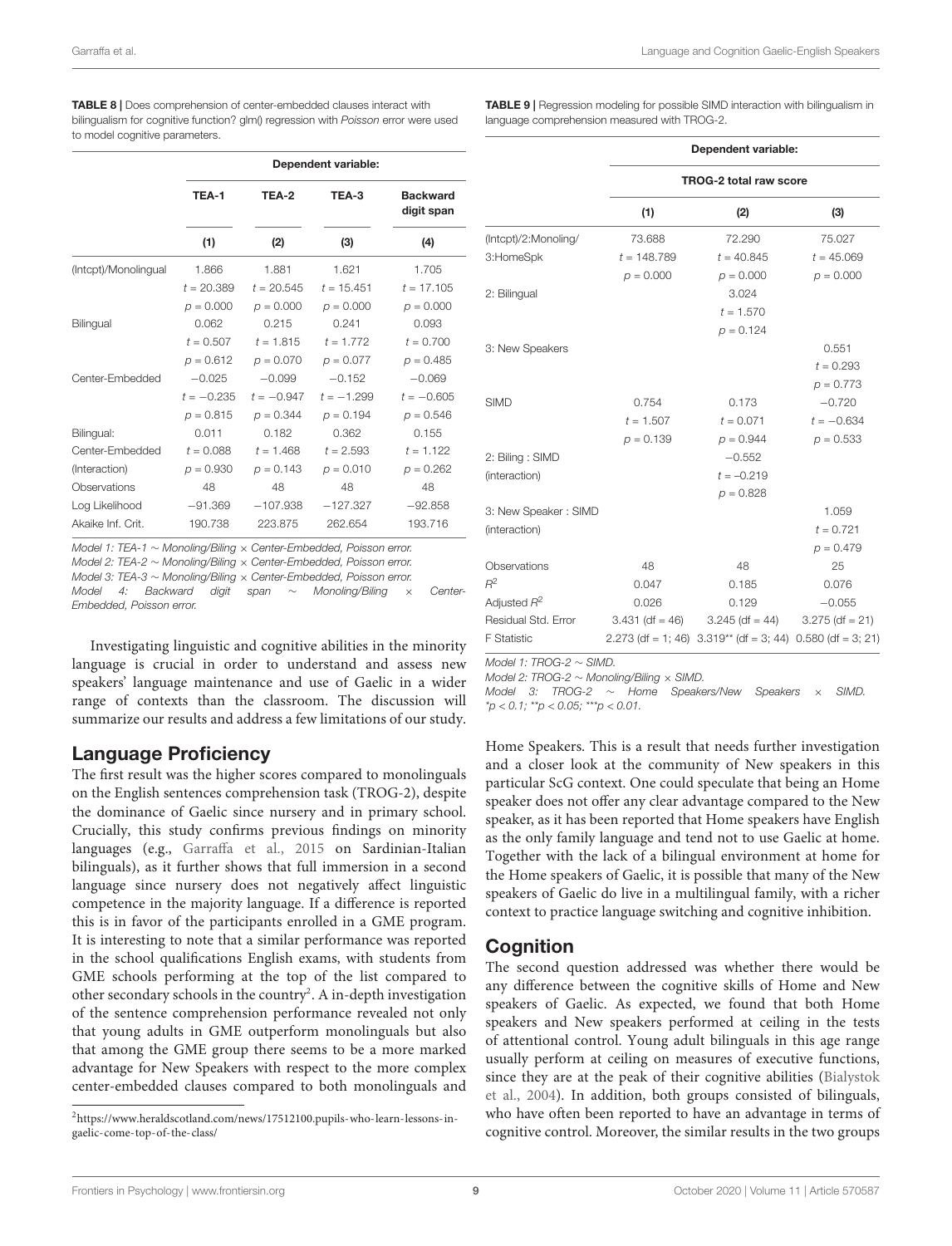**TABLE 8 |** Does comprehension of center-embedded clauses interact with bilingualism for cognitive function? glm() regression with *Poisson* error were used to model cognitive parameters.

| | Dependent variable: | | | |
|---|---|---|---|---|
| | **TEA-1** | **TEA-2** | **TEA-3** | **Backward digit span** |
| | **(1)** | **(2)** | **(3)** | **(4)** |
| (Intcpt)/Monolingual | 1.866 | 1.881 | 1.621 | 1.705 |
| | $t = 20.389$ | $t = 20.545$ | $t = 15.451$ | $t = 17.105$ |
| | $p = 0.000$ | $p = 0.000$ | $p = 0.000$ | $p = 0.000$ |
| Bilingual | 0.062 | 0.215 | 0.241 | 0.093 |
| | $t = 0.507$ | $t = 1.815$ | $t = 1.772$ | $t = 0.700$ |
| | $p = 0.612$ | $p = 0.070$ | $p = 0.077$ | $p = 0.485$ |
| Center-Embedded | −0.025 | −0.099 | −0.152 | −0.069 |
| | $t = -0.235$ | $t = -0.947$ | $t = -1.299$ | $t = -0.605$ |
| | $p = 0.815$ | $p = 0.344$ | $p = 0.194$ | $p = 0.546$ |
| Bilingual: | 0.011 | 0.182 | 0.362 | 0.155 |
| Center-Embedded | $t = 0.088$ | $t = 1.468$ | $t = 2.593$ | $t = 1.122$ |
| (Interaction) | $p = 0.930$ | $p = 0.143$ | $p = 0.010$ | $p = 0.262$ |
| Observations | 48 | 48 | 48 | 48 |
| Log Likelihood | −91.369 | −107.938 | −127.327 | −92.858 |
| Akaike Inf. Crit. | 190.738 | 223.875 | 262.654 | 193.716 |

*Model 1: TEA-1 ∼ Monoling/Biling × Center-Embedded, Poisson error.*
*Model 2: TEA-2 ∼ Monoling/Biling × Center-Embedded, Poisson error.*
*Model 3: TEA-3 ∼ Monoling/Biling × Center-Embedded, Poisson error.*
*Model 4: Backward digit span ∼ Monoling/Biling × Center-Embedded, Poisson error.*

Investigating linguistic and cognitive abilities in the minority language is crucial in order to understand and assess new speakers' language maintenance and use of Gaelic in a wider range of contexts than the classroom. The discussion will summarize our results and address a few limitations of our study.

## Language Proficiency

The first result was the higher scores compared to monolinguals on the English sentences comprehension task (TROG-2), despite the dominance of Gaelic since nursery and in primary school. Crucially, this study confirms previous findings on minority languages (e.g., Garraffa et al., 2015 on Sardinian-Italian bilinguals), as it further shows that full immersion in a second language since nursery does not negatively affect linguistic competence in the majority language. If a difference is reported this is in favor of the participants enrolled in a GME program. It is interesting to note that a similar performance was reported in the school qualifications English exams, with students from GME schools performing at the top of the list compared to other secondary schools in the country[2]. A in-depth investigation of the sentence comprehension performance revealed not only that young adults in GME outperform monolinguals but also that among the GME group there seems to be a more marked advantage for New Speakers with respect to the more complex center-embedded clauses compared to both monolinguals and Home Speakers. This is a result that needs further investigation and a closer look at the community of New speakers in this particular ScG context. One could speculate that being an Home speaker does not offer any clear advantage compared to the New speaker, as it has been reported that Home speakers have English as the only family language and tend not to use Gaelic at home. Together with the lack of a bilingual environment at home for the Home speakers of Gaelic, it is possible that many of the New speakers of Gaelic do live in a multilingual family, with a richer context to practice language switching and cognitive inhibition.

[2]https://www.heraldscotland.com/news/17512100.pupils-who-learn-lessons-in-gaelic-come-top-of-the-class/

**TABLE 9 |** Regression modeling for possible SIMD interaction with bilingualism in language comprehension measured with TROG-2.

| | Dependent variable: | | |
|---|---|---|---|
| | TROG-2 total raw score | | |
| | **(1)** | **(2)** | **(3)** |
| (Intcpt)/2:Monoling/ | 73.688 | 72.290 | 75.027 |
| 3:HomeSpk | $t = 148.789$ | $t = 40.845$ | $t = 45.069$ |
| | $p = 0.000$ | $p = 0.000$ | $p = 0.000$ |
| 2: Bilingual | | 3.024 | |
| | | $t = 1.570$ | |
| | | $p = 0.124$ | |
| 3: New Speakers | | | 0.551 |
| | | | $t = 0.293$ |
| | | | $p = 0.773$ |
| SIMD | 0.754 | 0.173 | −0.720 |
| | $t = 1.507$ | $t = 0.071$ | $t = -0.634$ |
| | $p = 0.139$ | $p = 0.944$ | $p = 0.533$ |
| 2: Biling : SIMD | | −0.552 | |
| (interaction) | | $t = -0.219$ | |
| | | $p = 0.828$ | |
| 3: New Speaker : SIMD | | | 1.059 |
| (interaction) | | | $t = 0.721$ |
| | | | $p = 0.479$ |
| Observations | 48 | 48 | 25 |
| $R^2$ | 0.047 | 0.185 | 0.076 |
| Adjusted $R^2$ | 0.026 | 0.129 | −0.055 |
| Residual Std. Error | 3.431 (df = 46) | 3.245 (df = 44) | 3.275 (df = 21) |
| F Statistic | 2.273 (df = 1; 46) | 3.319** (df = 3; 44) | 0.580 (df = 3; 21) |

*Model 1: TROG-2 ∼ SIMD.*
*Model 2: TROG-2 ∼ Monoling/Biling × SIMD.*
*Model 3: TROG-2 ∼ Home Speakers/New Speakers × SIMD.*
*$^*p < 0.1$; $^{**}p < 0.05$; $^{***}p < 0.01$.*

## Cognition

The second question addressed was whether there would be any difference between the cognitive skills of Home and New speakers of Gaelic. As expected, we found that both Home speakers and New speakers performed at ceiling in the tests of attentional control. Young adult bilinguals in this age range usually perform at ceiling on measures of executive functions, since they are at the peak of their cognitive abilities (Bialystok et al., 2004). In addition, both groups consisted of bilinguals, who have often been reported to have an advantage in terms of cognitive control. Moreover, the similar results in the two groups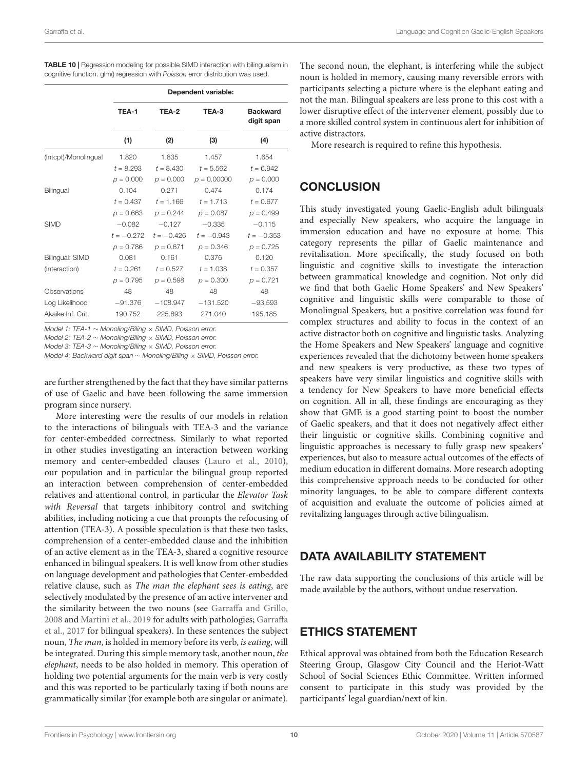**TABLE 10** | Regression modeling for possible SIMD interaction with bilingualism in cognitive function. glm() regression with *Poisson* error distribution was used.

| | Dependent variable: | | | |
|---|---|---|---|---|
| | TEA-1 | TEA-2 | TEA-3 | Backward digit span |
| | (1) | (2) | (3) | (4) |
| (Intcpt)/Monolingual | 1.820 | 1.835 | 1.457 | 1.654 |
| | $t = 8.293$ | $t = 8.430$ | $t = 5.562$ | $t = 6.942$ |
| | $p = 0.000$ | $p = 0.000$ | $p = 0.00000$ | $p = 0.000$ |
| Bilingual | 0.104 | 0.271 | 0.474 | 0.174 |
| | $t = 0.437$ | $t = 1.166$ | $t = 1.713$ | $t = 0.677$ |
| | $p = 0.663$ | $p = 0.244$ | $p = 0.087$ | $p = 0.499$ |
| SIMD | −0.082 | −0.127 | −0.335 | −0.115 |
| | $t = -0.272$ | $t = -0.426$ | $t = -0.943$ | $t = -0.353$ |
| | $p = 0.786$ | $p = 0.671$ | $p = 0.346$ | $p = 0.725$ |
| Bilingual: SIMD (Interaction) | 0.081 | 0.161 | 0.376 | 0.120 |
| | $t = 0.261$ | $t = 0.527$ | $t = 1.038$ | $t = 0.357$ |
| | $p = 0.795$ | $p = 0.598$ | $p = 0.300$ | $p = 0.721$ |
| Observations | 48 | 48 | 48 | 48 |
| Log Likelihood | −91.376 | −108.947 | −131.520 | −93.593 |
| Akaike Inf. Crit. | 190.752 | 225.893 | 271.040 | 195.185 |

*Model 1: TEA-1 ∼ Monoling/Biling × SIMD, Poisson error.*
*Model 2: TEA-2 ∼ Monoling/Biling × SIMD, Poisson error.*
*Model 3: TEA-3 ∼ Monoling/Biling × SIMD, Poisson error.*
*Model 4: Backward digit span ∼ Monoling/Biling × SIMD, Poisson error.*

are further strengthened by the fact that they have similar patterns of use of Gaelic and have been following the same immersion program since nursery.

More interesting were the results of our models in relation to the interactions of bilinguals with TEA-3 and the variance for center-embedded correctness. Similarly to what reported in other studies investigating an interaction between working memory and center-embedded clauses (Lauro et al., 2010), our population and in particular the bilingual group reported an interaction between comprehension of center-embedded relatives and attentional control, in particular the *Elevator Task with Reversal* that targets inhibitory control and switching abilities, including noticing a cue that prompts the refocusing of attention (TEA-3). A possible speculation is that these two tasks, comprehension of a center-embedded clause and the inhibition of an active element as in the TEA-3, shared a cognitive resource enhanced in bilingual speakers. It is well know from other studies on language development and pathologies that Center-embedded relative clause, such as *The man the elephant sees is eating*, are selectively modulated by the presence of an active intervener and the similarity between the two nouns (see Garraffa and Grillo, 2008 and Martini et al., 2019 for adults with pathologies; Garraffa et al., 2017 for bilingual speakers). In these sentences the subject noun, *The man*, is holded in memory before its verb, *is eating*, will be integrated. During this simple memory task, another noun, *the elephant*, needs to be also holded in memory. This operation of holding two potential arguments for the main verb is very costly and this was reported to be particularly taxing if both nouns are grammatically similar (for example both are singular or animate). The second noun, the elephant, is interfering while the subject noun is holded in memory, causing many reversible errors with participants selecting a picture where is the elephant eating and not the man. Bilingual speakers are less prone to this cost with a lower disruptive effect of the intervener element, possibly due to a more skilled control system in continuous alert for inhibition of active distractors.

More research is required to refine this hypothesis.

## CONCLUSION

This study investigated young Gaelic-English adult bilinguals and especially New speakers, who acquire the language in immersion education and have no exposure at home. This category represents the pillar of Gaelic maintenance and revitalisation. More specifically, the study focused on both linguistic and cognitive skills to investigate the interaction between grammatical knowledge and cognition. Not only did we find that both Gaelic Home Speakers' and New Speakers' cognitive and linguistic skills were comparable to those of Monolingual Speakers, but a positive correlation was found for complex structures and ability to focus in the context of an active distractor both on cognitive and linguistic tasks. Analyzing the Home Speakers and New Speakers' language and cognitive experiences revealed that the dichotomy between home speakers and new speakers is very productive, as these two types of speakers have very similar linguistics and cognitive skills with a tendency for New Speakers to have more beneficial effects on cognition. All in all, these findings are encouraging as they show that GME is a good starting point to boost the number of Gaelic speakers, and that it does not negatively affect either their linguistic or cognitive skills. Combining cognitive and linguistic approaches is necessary to fully grasp new speakers' experiences, but also to measure actual outcomes of the effects of medium education in different domains. More research adopting this comprehensive approach needs to be conducted for other minority languages, to be able to compare different contexts of acquisition and evaluate the outcome of policies aimed at revitalizing languages through active bilingualism.

## DATA AVAILABILITY STATEMENT

The raw data supporting the conclusions of this article will be made available by the authors, without undue reservation.

## ETHICS STATEMENT

Ethical approval was obtained from both the Education Research Steering Group, Glasgow City Council and the Heriot-Watt School of Social Sciences Ethic Committee. Written informed consent to participate in this study was provided by the participants' legal guardian/next of kin.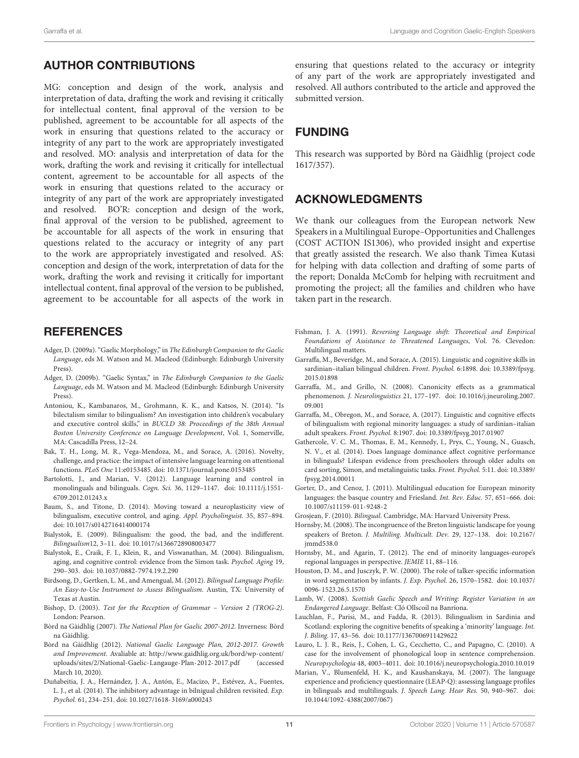## AUTHOR CONTRIBUTIONS

MG: conception and design of the work, analysis and interpretation of data, drafting the work and revising it critically for intellectual content, final approval of the version to be published, agreement to be accountable for all aspects of the work in ensuring that questions related to the accuracy or integrity of any part to the work are appropriately investigated and resolved. MO: analysis and interpretation of data for the work, drafting the work and revising it critically for intellectual content, agreement to be accountable for all aspects of the work in ensuring that questions related to the accuracy or integrity of any part of the work are appropriately investigated and resolved. BO'R: conception and design of the work, final approval of the version to be published, agreement to be accountable for all aspects of the work in ensuring that questions related to the accuracy or integrity of any part to the work are appropriately investigated and resolved. AS: conception and design of the work, interpretation of data for the work, drafting the work and revising it critically for important intellectual content, final approval of the version to be published, agreement to be accountable for all aspects of the work in ensuring that questions related to the accuracy or integrity of any part of the work are appropriately investigated and resolved. All authors contributed to the article and approved the submitted version.

## FUNDING

This research was supported by Bòrd na Gàidhlig (project code 1617/357).

## ACKNOWLEDGMENTS

We thank our colleagues from the European network New Speakers in a Multilingual Europe–Opportunities and Challenges (COST ACTION IS1306), who provided insight and expertise that greatly assisted the research. We also thank Timea Kutasi for helping with data collection and drafting of some parts of the report; Donalda McComb for helping with recruitment and promoting the project; all the families and children who have taken part in the research.

## REFERENCES

Adger, D. (2009a). "Gaelic Morphology," in *The Edinburgh Companion to the Gaelic Language*, eds M. Watson and M. Macleod (Edinburgh: Edinburgh University Press).

Adger, D. (2009b). "Gaelic Syntax," in *The Edinburgh Companion to the Gaelic Language*, eds M. Watson and M. Macleod (Edinburgh: Edinburgh University Press).

Antoniou, K., Kambanaros, M., Grohmann, K. K., and Katsos, N. (2014). "Is bilectalism similar to bilingualism? An investigation into children's vocabulary and executive control skills," in *BUCLD 38: Proceedings of the 38th Annual Boston University Conference on Language Development*, Vol. 1, Somerville, MA: Cascadilla Press, 12–24.

Bak, T. H., Long, M. R., Vega-Mendoza, M., and Sorace, A. (2016). Novelty, challenge, and practice: the impact of intensive language learning on attentional functions. *PLoS One* 11:e0153485. doi: 10.1371/journal.pone.0153485

Bartolotti, J., and Marian, V. (2012). Language learning and control in monolinguals and bilinguals. *Cogn. Sci.* 36, 1129–1147. doi: 10.1111/j.1551-6709.2012.01243.x

Baum, S., and Titone, D. (2014). Moving toward a neuroplasticity view of bilingualism, executive control, and aging. *Appl. Psycholinguist.* 35, 857–894. doi: 10.1017/s0142716414000174

Bialystok, E. (2009). Bilingualism: the good, the bad, and the indifferent. *Bilingualism*12, 3–11. doi: 10.1017/s1366728908003477

Bialystok, E., Craik, F. I., Klein, R., and Viswanathan, M. (2004). Bilingualism, aging, and cognitive control: evidence from the Simon task. *Psychol. Aging* 19, 290–303. doi: 10.1037/0882-7974.19.2.290

Birdsong, D., Gertken, L. M., and Amengual, M. (2012). *Bilingual Language Profile: An Easy-to-Use Instrument to Assess Bilingualism*. Austin, TX: University of Texas at Austin.

Bishop, D. (2003). *Test for the Reception of Grammar – Version 2 (TROG-2)*. London: Pearson.

Bòrd na Gàidhlig (2007). *The National Plan for Gaelic 2007-2012*. Inverness: Bòrd na Gàidhlig.

Bòrd na Gàidhlig (2012). *National Gaelic Language Plan, 2012-2017. Growth and Improvement*. Avaliable at: http://www.gaidhlig.org.uk/bord/wp-content/uploads/sites/2/National-Gaelic-Langauge-Plan-2012-2017.pdf (accessed March 10, 2020).

Duñabeitia, J. A., Hernández, J. A., Antón, E., Macizo, P., Estévez, A., Fuentes, L. J., et al. (2014). The inhibitory advantage in bilngual children revisited. *Exp. Psychol.* 61, 234–251. doi: 10.1027/1618-3169/a000243

Fishman, J. A. (1991). *Reversing Language shift: Theoretical and Empirical Foundations of Assistance to Threatened Languages*, Vol. 76. Clevedon: Multilingual matters.

Garraffa, M., Beveridge, M., and Sorace, A. (2015). Linguistic and cognitive skills in sardinian–italian bilingual children. *Front. Psychol.* 6:1898. doi: 10.3389/fpsyg.2015.01898

Garraffa, M., and Grillo, N. (2008). Canonicity effects as a grammatical phenomenon. *J. Neurolinguistics* 21, 177–197. doi: 10.1016/j.jneuroling.2007.09.001

Garraffa, M., Obregon, M., and Sorace, A. (2017). Linguistic and cognitive effects of bilingualism with regional minority languages: a study of sardinian–italian adult speakers. *Front. Psychol.* 8:1907. doi: 10.3389/fpsyg.2017.01907

Gathercole, V. C. M., Thomas, E. M., Kennedy, I., Prys, C., Young, N., Guasch, N. V., et al. (2014). Does language dominance affect cognitive performance in bilinguals? Lifespan evidence from preschoolers through older adults on card sorting, Simon, and metalinguistic tasks. *Front. Psychol.* 5:11. doi: 10.3389/fpsyg.2014.00011

Gorter, D., and Cenoz, J. (2011). Multilingual education for European minority languages: the basque country and Friesland. *Int. Rev. Educ.* 57, 651–666. doi: 10.1007/s11159-011-9248-2

Grosjean, F. (2010). *Bilingual*. Cambridge, MA: Harvard University Press.

Hornsby, M. (2008). The incongruence of the Breton linguistic landscape for young speakers of Breton. *J. Multiling. Multicult. Dev.* 29, 127–138. doi: 10.2167/jmmd538.0

Hornsby, M., and Agarin, T. (2012). The end of minority languages-europe's regional languages in perspective. *JEMIE* 11, 88–116.

Houston, D. M., and Jusczyk, P. W. (2000). The role of talker-specific information in word segmentation by infants. *J. Exp. Psychol.* 26, 1570–1582. doi: 10.1037/0096-1523.26.5.1570

Lamb, W. (2008). *Scottish Gaelic Speech and Writing: Register Variation in an Endangered Language*. Belfast: Cló Ollscoil na Banríona.

Lauchlan, F., Parisi, M., and Fadda, R. (2013). Bilingualism in Sardinia and Scotland: exploring the cognitive benefits of speaking a 'minority' language. *Int. J. Biling.* 17, 43–56. doi: 10.1177/1367006911429622

Lauro, L. J. R., Reis, J., Cohen, L. G., Cecchetto, C., and Papagno, C. (2010). A case for the involvement of phonological loop in sentence comprehension. *Neuropsychologia* 48, 4003–4011. doi: 10.1016/j.neuropsychologia.2010.10.019

Marian, V., Blumenfeld, H. K., and Kaushanskaya, M. (2007). The language experience and proficiency questionnaire (LEAP-Q): assessing language profiles in bilinguals and multilinguals. *J. Speech Lang. Hear Res.* 50, 940–967. doi: 10.1044/1092-4388(2007/067)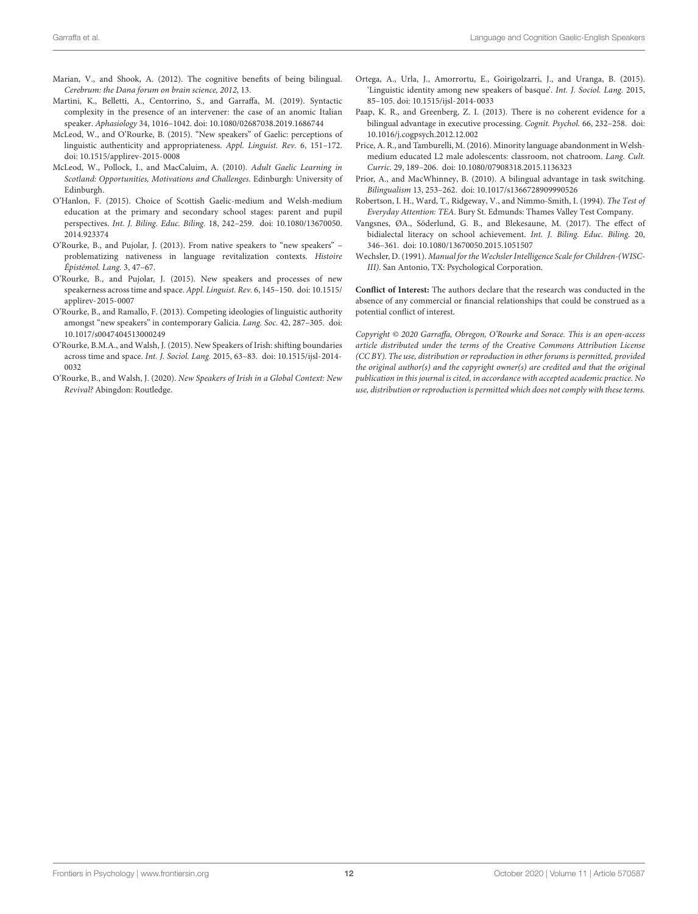Marian, V., and Shook, A. (2012). The cognitive benefits of being bilingual. *Cerebrum: the Dana forum on brain science, 2012*, 13.

Martini, K., Belletti, A., Centorrino, S., and Garraffa, M. (2019). Syntactic complexity in the presence of an intervener: the case of an anomic Italian speaker. *Aphasiology* 34, 1016–1042. doi: 10.1080/02687038.2019.1686744

McLeod, W., and O'Rourke, B. (2015). "New speakers" of Gaelic: perceptions of linguistic authenticity and appropriateness. *Appl. Linguist. Rev.* 6, 151–172. doi: 10.1515/applirev-2015-0008

McLeod, W., Pollock, I., and MacCaluim, A. (2010). *Adult Gaelic Learning in Scotland: Opportunities, Motivations and Challenges*. Edinburgh: University of Edinburgh.

O'Hanlon, F. (2015). Choice of Scottish Gaelic-medium and Welsh-medium education at the primary and secondary school stages: parent and pupil perspectives. *Int. J. Biling. Educ. Biling.* 18, 242–259. doi: 10.1080/13670050.2014.923374

O'Rourke, B., and Pujolar, J. (2013). From native speakers to "new speakers" – problematizing nativeness in language revitalization contexts. *Histoire Épistémol. Lang.* 3, 47–67.

O'Rourke, B., and Pujolar, J. (2015). New speakers and processes of new speakerness across time and space. *Appl. Linguist. Rev.* 6, 145–150. doi: 10.1515/applirev-2015-0007

O'Rourke, B., and Ramallo, F. (2013). Competing ideologies of linguistic authority amongst "new speakers" in contemporary Galicia. *Lang. Soc.* 42, 287–305. doi: 10.1017/s0047404513000249

O'Rourke, B.M.A., and Walsh, J. (2015). New Speakers of Irish: shifting boundaries across time and space. *Int. J. Sociol. Lang.* 2015, 63–83. doi: 10.1515/ijsl-2014-0032

O'Rourke, B., and Walsh, J. (2020). *New Speakers of Irish in a Global Context: New Revival?* Abingdon: Routledge.

Ortega, A., Urla, J., Amorrortu, E., Goirigolzarri, J., and Uranga, B. (2015). 'Linguistic identity among new speakers of basque'. *Int. J. Sociol. Lang.* 2015, 85–105. doi: 10.1515/ijsl-2014-0033

Paap, K. R., and Greenberg, Z. I. (2013). There is no coherent evidence for a bilingual advantage in executive processing. *Cognit. Psychol.* 66, 232–258. doi: 10.1016/j.cogpsych.2012.12.002

Price, A. R., and Tamburelli, M. (2016). Minority language abandonment in Welsh-medium educated L2 male adolescents: classroom, not chatroom. *Lang. Cult. Curric.* 29, 189–206. doi: 10.1080/07908318.2015.1136323

Prior, A., and MacWhinney, B. (2010). A bilingual advantage in task switching. *Bilingualism* 13, 253–262. doi: 10.1017/s1366728909990526

Robertson, I. H., Ward, T., Ridgeway, V., and Nimmo-Smith, I. (1994). *The Test of Everyday Attention: TEA*. Bury St. Edmunds: Thames Valley Test Company.

Vangsnes, ØA., Söderlund, G. B., and Blekesaune, M. (2017). The effect of bidialectal literacy on school achievement. *Int. J. Biling. Educ. Biling.* 20, 346–361. doi: 10.1080/13670050.2015.1051507

Wechsler, D. (1991). *Manual for the Wechsler Intelligence Scale for Children-(WISC-III)*. San Antonio, TX: Psychological Corporation.

**Conflict of Interest:** The authors declare that the research was conducted in the absence of any commercial or financial relationships that could be construed as a potential conflict of interest.

*Copyright © 2020 Garraffa, Obregon, O'Rourke and Sorace. This is an open-access article distributed under the terms of the Creative Commons Attribution License (CC BY). The use, distribution or reproduction in other forums is permitted, provided the original author(s) and the copyright owner(s) are credited and that the original publication in this journal is cited, in accordance with accepted academic practice. No use, distribution or reproduction is permitted which does not comply with these terms.*